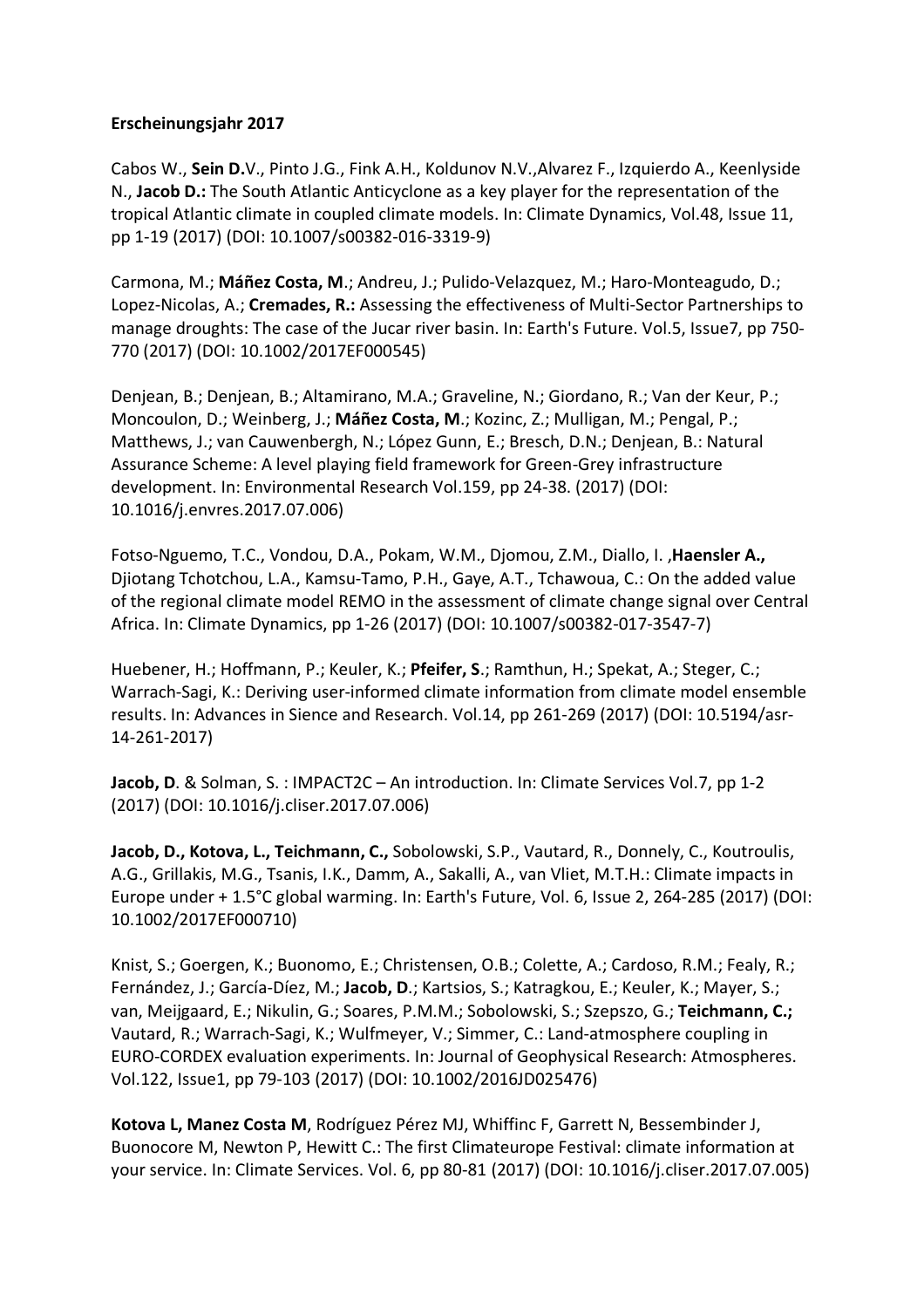**Erscheinungsjahr 2017**

Cabos W., **Sein D.**V., Pinto J.G., Fink A.H., Koldunov N.V.,Alvarez F., Izquierdo A., Keenlyside N., **Jacob D.:** The South Atlantic Anticyclone as a key player for the representation of the tropical Atlantic climate in coupled climate models. In: Climate Dynamics, Vol.48, Issue 11, pp 1-19 (2017) (DOI: 10.1007/s00382-016-3319-9)

Carmona, M.; **Máñez Costa, M**.; Andreu, J.; Pulido-Velazquez, M.; Haro-Monteagudo, D.; Lopez-Nicolas, A.; **Cremades, R.:** Assessing the effectiveness of Multi-Sector Partnerships to manage droughts: The case of the Jucar river basin. In: Earth's Future. Vol.5, Issue7, pp 750-770 (2017) (DOI: 10.1002/2017EF000545)

Denjean, B.; Denjean, B.; Altamirano, M.A.; Graveline, N.; Giordano, R.; Van der Keur, P.; Moncoulon, D.; Weinberg, J.; **Máñez Costa, M**.; Kozinc, Z.; Mulligan, M.; Pengal, P.; Matthews, J.; van Cauwenbergh, N.; López Gunn, E.; Bresch, D.N.; Denjean, B.: Natural Assurance Scheme: A level playing field framework for Green-Grey infrastructure development. In: Environmental Research Vol.159, pp 24-38. (2017) (DOI: 10.1016/j.envres.2017.07.006)

Fotso-Nguemo, T.C., Vondou, D.A., Pokam, W.M., Djomou, Z.M., Diallo, I. ,**Haensler A.,** Djiotang Tchotchou, L.A., Kamsu-Tamo, P.H., Gaye, A.T., Tchawoua, C.: On the added value of the regional climate model REMO in the assessment of climate change signal over Central Africa. In: Climate Dynamics, pp 1-26 (2017) (DOI: 10.1007/s00382-017-3547-7)

Huebener, H.; Hoffmann, P.; Keuler, K.; **Pfeifer, S**.; Ramthun, H.; Spekat, A.; Steger, C.; Warrach-Sagi, K.: Deriving user-informed climate information from climate model ensemble results. In: Advances in Sience and Research. Vol.14, pp 261-269 (2017) (DOI: 10.5194/asr-14-261-2017)

**Jacob, D**. & Solman, S. : IMPACT2C – An introduction. In: Climate Services Vol.7, pp 1-2 (2017) (DOI: 10.1016/j.cliser.2017.07.006)

**Jacob, D., Kotova, L., Teichmann, C.,** Sobolowski, S.P., Vautard, R., Donnely, C., Koutroulis, A.G., Grillakis, M.G., Tsanis, I.K., Damm, A., Sakalli, A., van Vliet, M.T.H.: Climate impacts in Europe under + 1.5°C global warming. In: Earth's Future, Vol. 6, Issue 2, 264-285 (2017) (DOI: 10.1002/2017EF000710)

Knist, S.; Goergen, K.; Buonomo, E.; Christensen, O.B.; Colette, A.; Cardoso, R.M.; Fealy, R.; Fernández, J.; García-Díez, M.; **Jacob, D**.; Kartsios, S.; Katragkou, E.; Keuler, K.; Mayer, S.; van, Meijgaard, E.; Nikulin, G.; Soares, P.M.M.; Sobolowski, S.; Szepszo, G.; **Teichmann, C.;** Vautard, R.; Warrach-Sagi, K.; Wulfmeyer, V.; Simmer, C.: Land-atmosphere coupling in EURO-CORDEX evaluation experiments. In: Journal of Geophysical Research: Atmospheres. Vol.122, Issue1, pp 79-103 (2017) (DOI: 10.1002/2016JD025476)

**Kotova L, Manez Costa M**, Rodríguez Pérez MJ, Whiffinc F, Garrett N, Bessembinder J, Buonocore M, Newton P, Hewitt C.: The first Climateurope Festival: climate information at your service. In: Climate Services. Vol. 6, pp 80-81 (2017) (DOI: 10.1016/j.cliser.2017.07.005)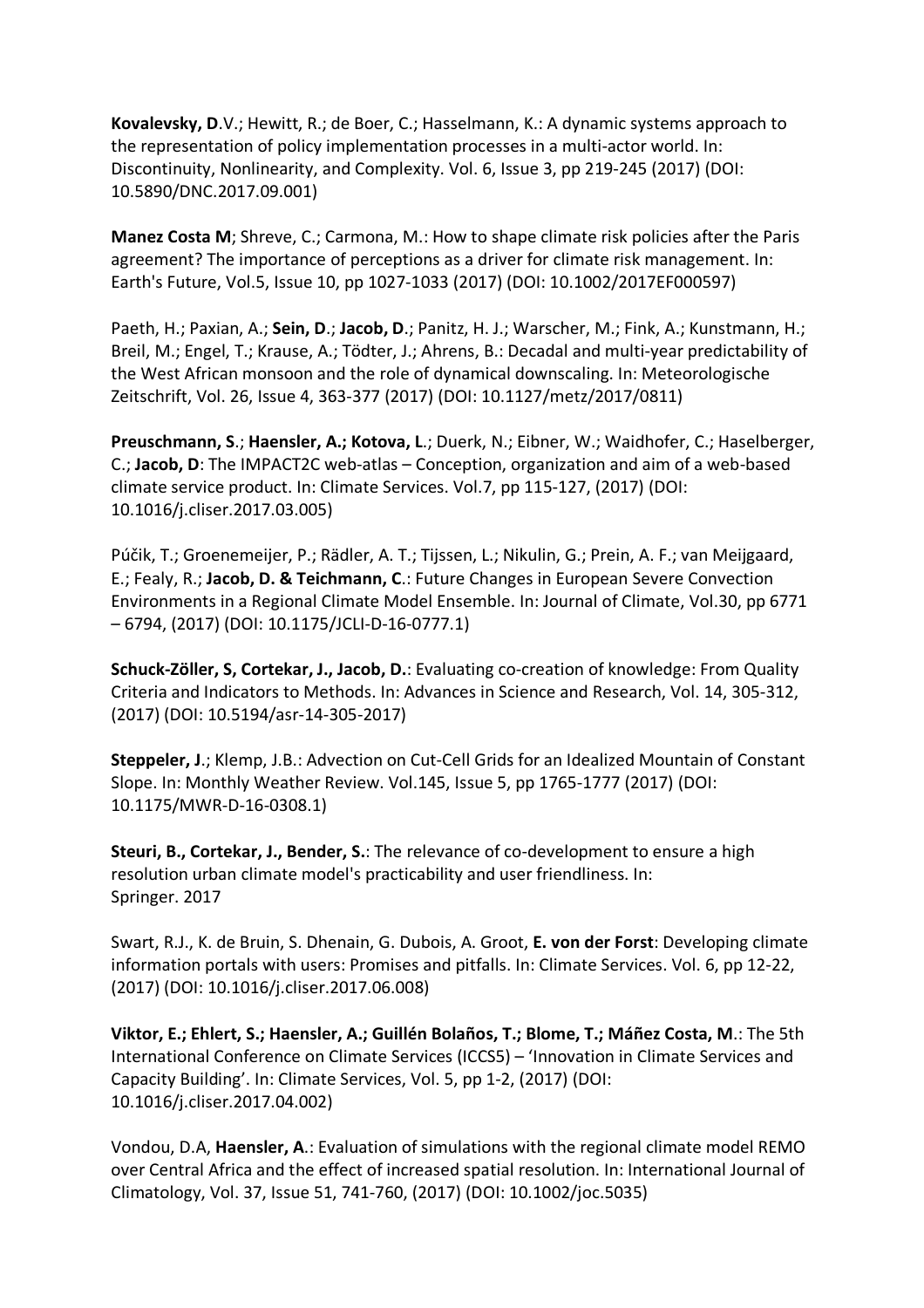**Kovalevsky, D**.V.; Hewitt, R.; de Boer, C.; Hasselmann, K.: A dynamic systems approach to the representation of policy implementation processes in a multi-actor world. In: Discontinuity, Nonlinearity, and Complexity. Vol. 6, Issue 3, pp 219-245 (2017) (DOI: 10.5890/DNC.2017.09.001)

**Manez Costa M**; Shreve, C.; Carmona, M.: How to shape climate risk policies after the Paris agreement? The importance of perceptions as a driver for climate risk management. In: Earth's Future, Vol.5, Issue 10, pp 1027-1033 (2017) (DOI: 10.1002/2017EF000597)

Paeth, H.; Paxian, A.; **Sein, D**.; **Jacob, D**.; Panitz, H. J.; Warscher, M.; Fink, A.; Kunstmann, H.; Breil, M.; Engel, T.; Krause, A.; Tödter, J.; Ahrens, B.: Decadal and multi-year predictability of the West African monsoon and the role of dynamical downscaling. In: Meteorologische Zeitschrift, Vol. 26, Issue 4, 363-377 (2017) (DOI: 10.1127/metz/2017/0811)

**Preuschmann, S**.; **Haensler, A.; Kotova, L**.; Duerk, N.; Eibner, W.; Waidhofer, C.; Haselberger, C.; **Jacob, D**: The IMPACT2C web-atlas – Conception, organization and aim of a web-based climate service product. In: Climate Services. Vol.7, pp 115-127, (2017) (DOI: 10.1016/j.cliser.2017.03.005)

Púčik, T.; Groenemeijer, P.; Rädler, A. T.; Tijssen, L.; Nikulin, G.; Prein, A. F.; van Meijgaard, E.; Fealy, R.; **Jacob, D. & Teichmann, C**.: Future Changes in European Severe Convection Environments in a Regional Climate Model Ensemble. In: Journal of Climate, Vol.30, pp 6771 – 6794, (2017) (DOI: 10.1175/JCLI-D-16-0777.1)

**Schuck-Zöller, S, Cortekar, J., Jacob, D.**: Evaluating co-creation of knowledge: From Quality Criteria and Indicators to Methods. In: Advances in Science and Research, Vol. 14, 305-312, (2017) (DOI: 10.5194/asr-14-305-2017)

**Steppeler, J**.; Klemp, J.B.: Advection on Cut-Cell Grids for an Idealized Mountain of Constant Slope. In: Monthly Weather Review. Vol.145, Issue 5, pp 1765-1777 (2017) (DOI: 10.1175/MWR-D-16-0308.1)

**Steuri, B., Cortekar, J., Bender, S.**: The relevance of co-development to ensure a high resolution urban climate model's practicability and user friendliness. In: Springer. 2017

Swart, R.J., K. de Bruin, S. Dhenain, G. Dubois, A. Groot, **E. von der Forst**: Developing climate information portals with users: Promises and pitfalls. In: Climate Services. Vol. 6, pp 12-22, (2017) (DOI: 10.1016/j.cliser.2017.06.008)

**Viktor, E.; Ehlert, S.; Haensler, A.; Guillén Bolaños, T.; Blome, T.; Máñez Costa, M**.: The 5th International Conference on Climate Services (ICCS5) – 'Innovation in Climate Services and Capacity Building'. In: Climate Services, Vol. 5, pp 1-2, (2017) (DOI: 10.1016/j.cliser.2017.04.002)

Vondou, D.A, **Haensler, A**.: Evaluation of simulations with the regional climate model REMO over Central Africa and the effect of increased spatial resolution. In: International Journal of Climatology, Vol. 37, Issue 51, 741-760, (2017) (DOI: 10.1002/joc.5035)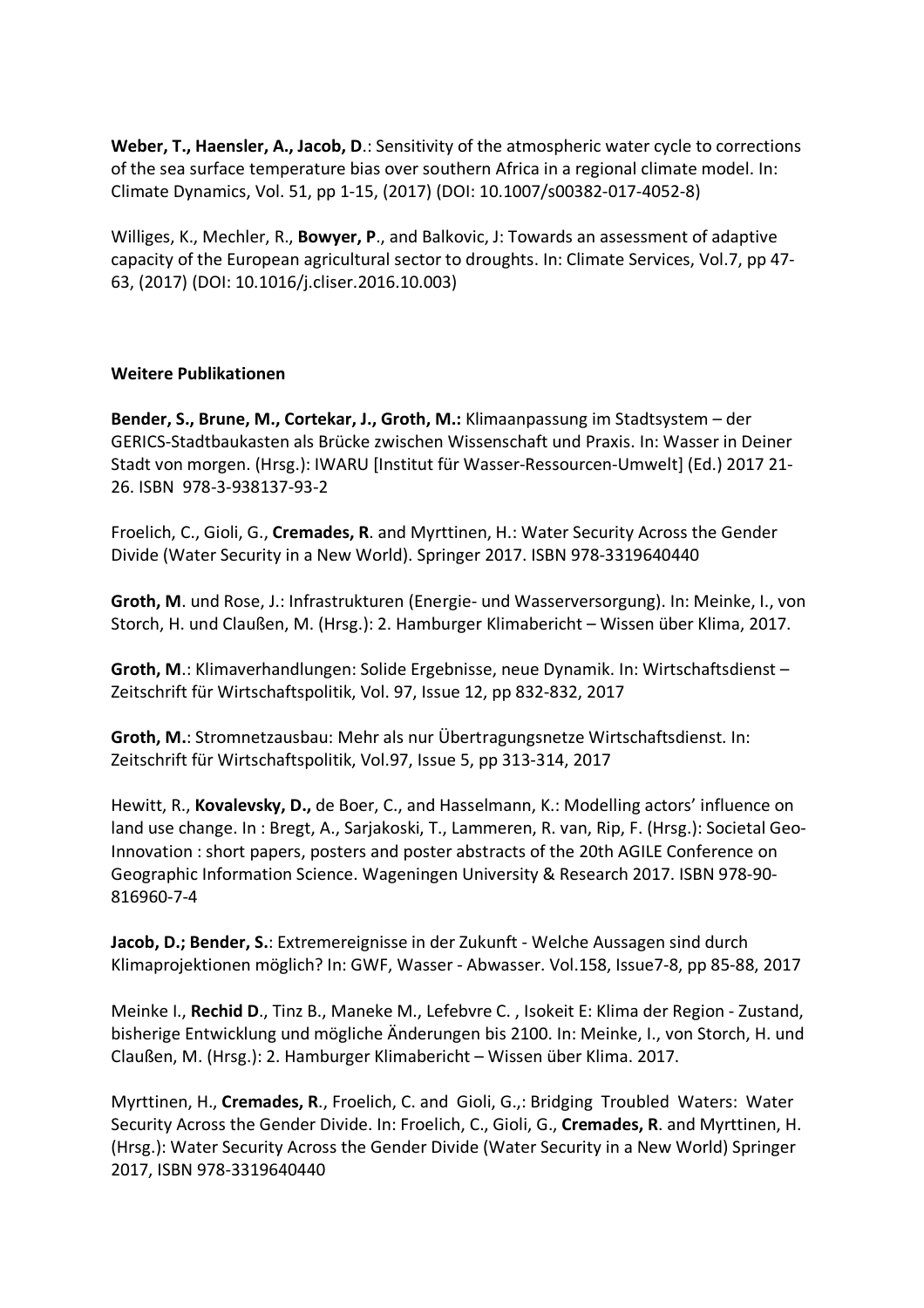**Weber, T., Haensler, A., Jacob, D**.: Sensitivity of the atmospheric water cycle to corrections of the sea surface temperature bias over southern Africa in a regional climate model. In: Climate Dynamics, Vol. 51, pp 1-15, (2017) (DOI: 10.1007/s00382-017-4052-8)

Williges, K., Mechler, R., **Bowyer, P**., and Balkovic, J: Towards an assessment of adaptive capacity of the European agricultural sector to droughts. In: Climate Services, Vol.7, pp 47-63, (2017) (DOI: 10.1016/j.cliser.2016.10.003)

### Weitere Publikationen

**Bender, S., Brune, M., Cortekar, J., Groth, M.:** Klimaanpassung im Stadtsystem – der GERICS-Stadtbaukasten als Brücke zwischen Wissenschaft und Praxis. In: Wasser in Deiner Stadt von morgen. (Hrsg.): IWARU [Institut für Wasser-Ressourcen-Umwelt] (Ed.) 2017 21-26. ISBN 978-3-938137-93-2

Froelich, C., Gioli, G., **Cremades, R**. and Myrttinen, H.: Water Security Across the Gender Divide (Water Security in a New World). Springer 2017. ISBN 978-3319640440

**Groth, M**. und Rose, J.: Infrastrukturen (Energie- und Wasserversorgung). In: Meinke, I., von Storch, H. und Claußen, M. (Hrsg.): 2. Hamburger Klimabericht – Wissen über Klima, 2017.

**Groth, M**.: Klimaverhandlungen: Solide Ergebnisse, neue Dynamik. In: Wirtschaftsdienst – Zeitschrift für Wirtschaftspolitik, Vol. 97, Issue 12, pp 832-832, 2017

**Groth, M.**: Stromnetzausbau: Mehr als nur Übertragungsnetze Wirtschaftsdienst. In: Zeitschrift für Wirtschaftspolitik, Vol.97, Issue 5, pp 313-314, 2017

Hewitt, R., **Kovalevsky, D.,** de Boer, C., and Hasselmann, K.: Modelling actors' influence on land use change. In : Bregt, A., Sarjakoski, T., Lammeren, R. van, Rip, F. (Hrsg.): Societal Geo-Innovation : short papers, posters and poster abstracts of the 20th AGILE Conference on Geographic Information Science. Wageningen University & Research 2017. ISBN 978-90-816960-7-4

**Jacob, D.; Bender, S.**: Extremereignisse in der Zukunft - Welche Aussagen sind durch Klimaprojektionen möglich? In: GWF, Wasser - Abwasser. Vol.158, Issue7-8, pp 85-88, 2017

Meinke I., **Rechid D**., Tinz B., Maneke M., Lefebvre C. , Isokeit E: Klima der Region - Zustand, bisherige Entwicklung und mögliche Änderungen bis 2100. In: Meinke, I., von Storch, H. und Claußen, M. (Hrsg.): 2. Hamburger Klimabericht – Wissen über Klima. 2017.

Myrttinen, H., **Cremades, R**., Froelich, C. and Gioli, G.,: Bridging Troubled Waters: Water Security Across the Gender Divide. In: Froelich, C., Gioli, G., **Cremades, R**. and Myrttinen, H. (Hrsg.): Water Security Across the Gender Divide (Water Security in a New World) Springer 2017, ISBN 978-3319640440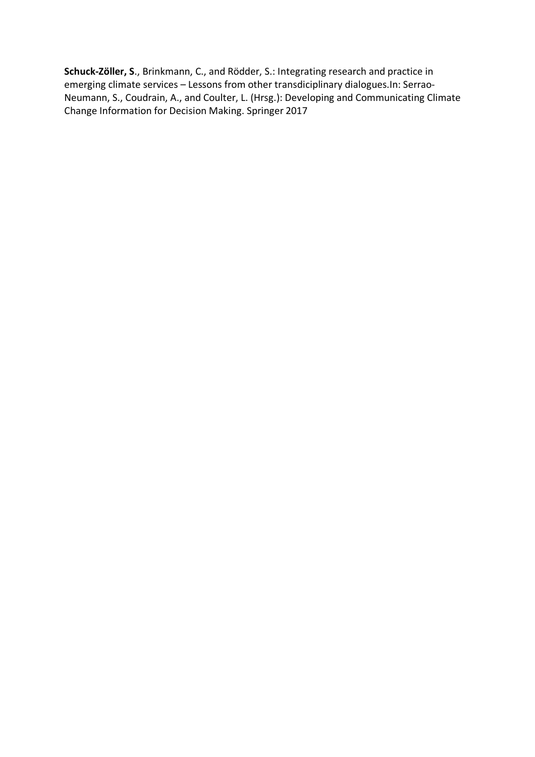**Schuck-Zöller, S**., Brinkmann, C., and Rödder, S.: Integrating research and practice in emerging climate services – Lessons from other transdiciplinary dialogues.In: Serrao-Neumann, S., Coudrain, A., and Coulter, L. (Hrsg.): Developing and Communicating Climate Change Information for Decision Making. Springer 2017